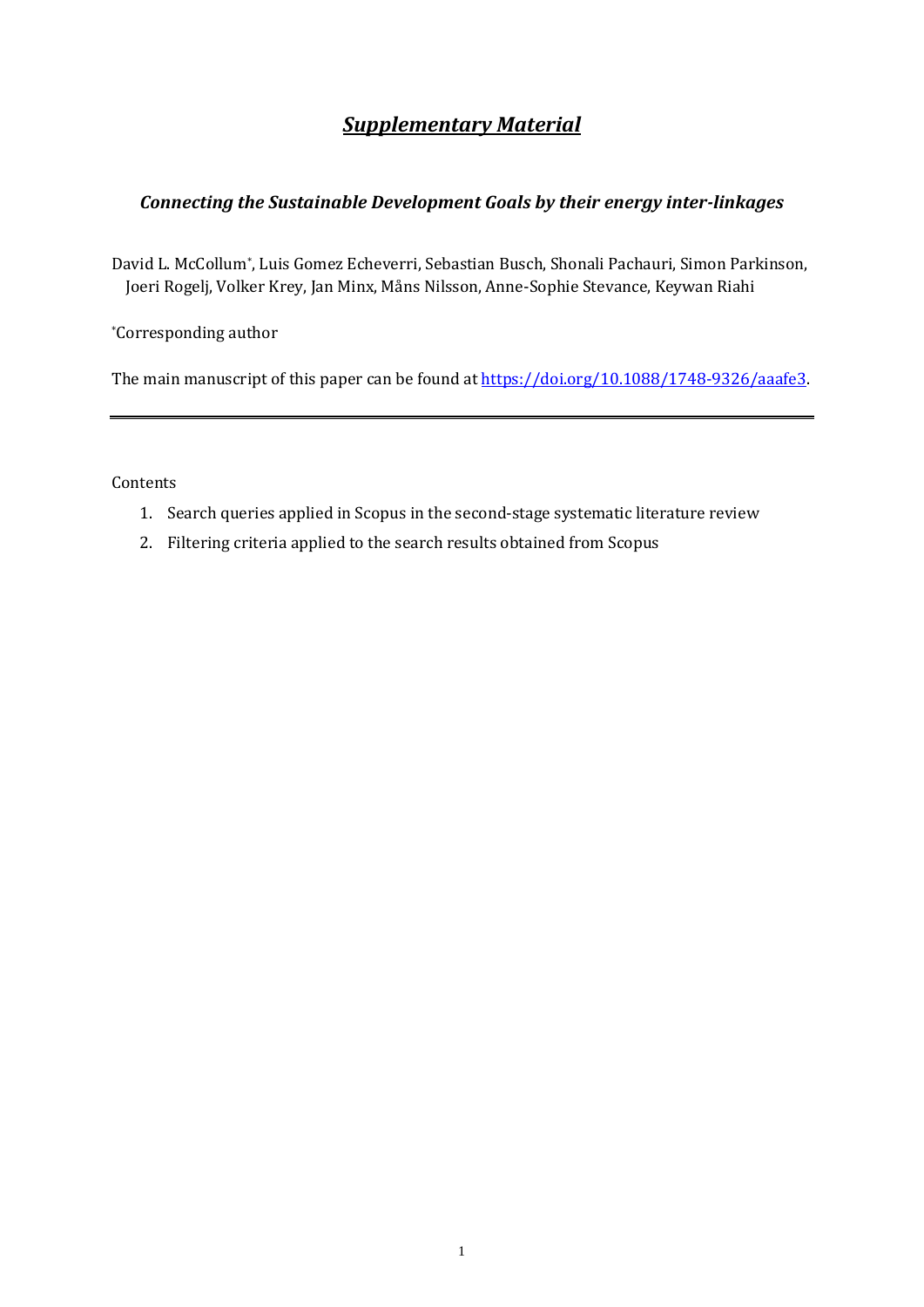# ***Supplementary Material***

## ***Connecting the Sustainable Development Goals by their energy inter-linkages***

David L. McCollum*, Luis Gomez Echeverri, Sebastian Busch, Shonali Pachauri, Simon Parkinson, Joeri Rogelj, Volker Krey, Jan Minx, Måns Nilsson, Anne-Sophie Stevance, Keywan Riahi

*Corresponding author

The main manuscript of this paper can be found at https://doi.org/10.1088/1748-9326/aaafe3.

---

Contents

1. Search queries applied in Scopus in the second-stage systematic literature review
2. Filtering criteria applied to the search results obtained from Scopus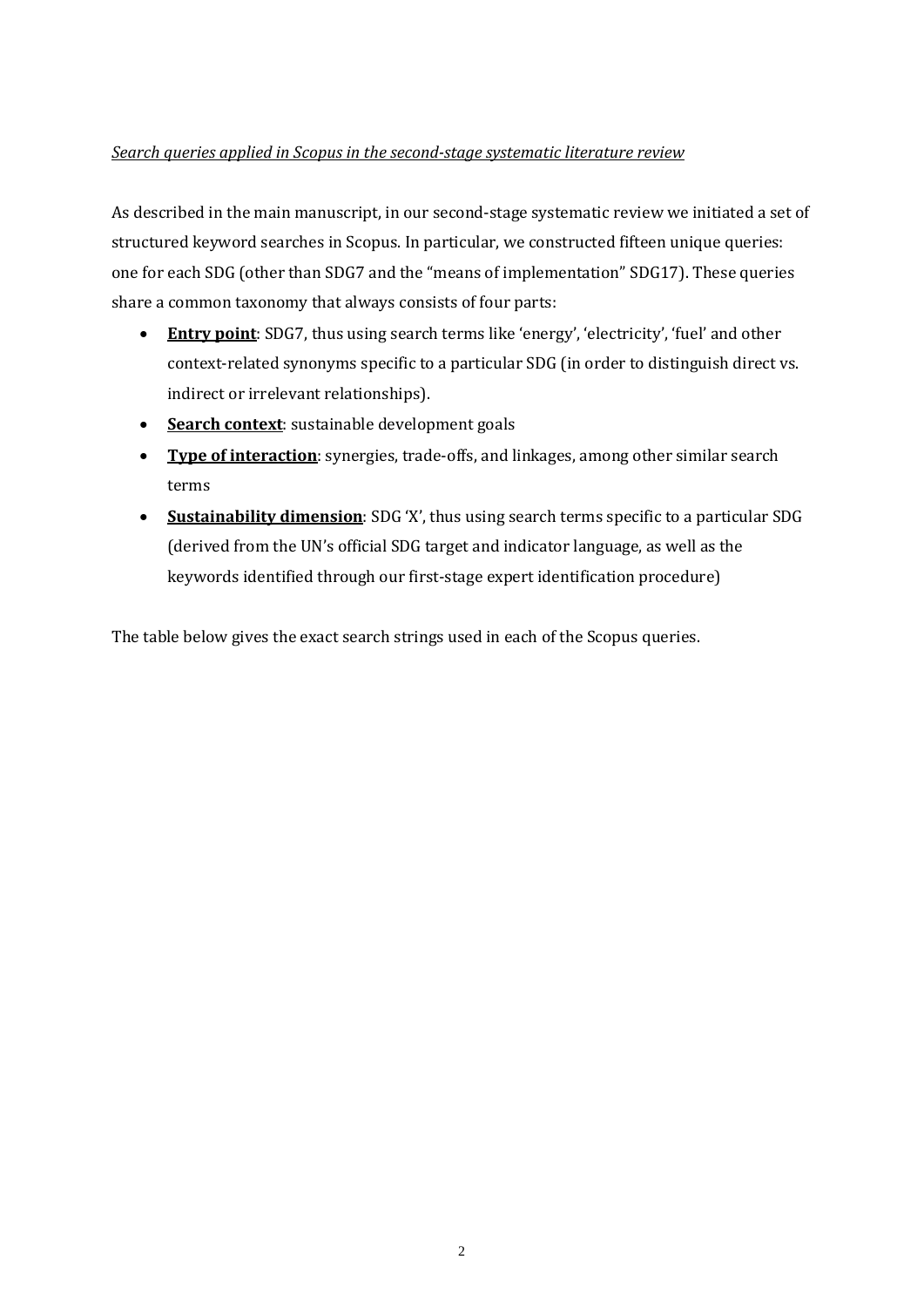*Search queries applied in Scopus in the second-stage systematic literature review*

As described in the main manuscript, in our second-stage systematic review we initiated a set of structured keyword searches in Scopus. In particular, we constructed fifteen unique queries: one for each SDG (other than SDG7 and the "means of implementation" SDG17). These queries share a common taxonomy that always consists of four parts:

- **Entry point**: SDG7, thus using search terms like 'energy', 'electricity', 'fuel' and other context-related synonyms specific to a particular SDG (in order to distinguish direct vs. indirect or irrelevant relationships).
- **Search context**: sustainable development goals
- **Type of interaction**: synergies, trade-offs, and linkages, among other similar search terms
- **Sustainability dimension**: SDG 'X', thus using search terms specific to a particular SDG (derived from the UN's official SDG target and indicator language, as well as the keywords identified through our first-stage expert identification procedure)

The table below gives the exact search strings used in each of the Scopus queries.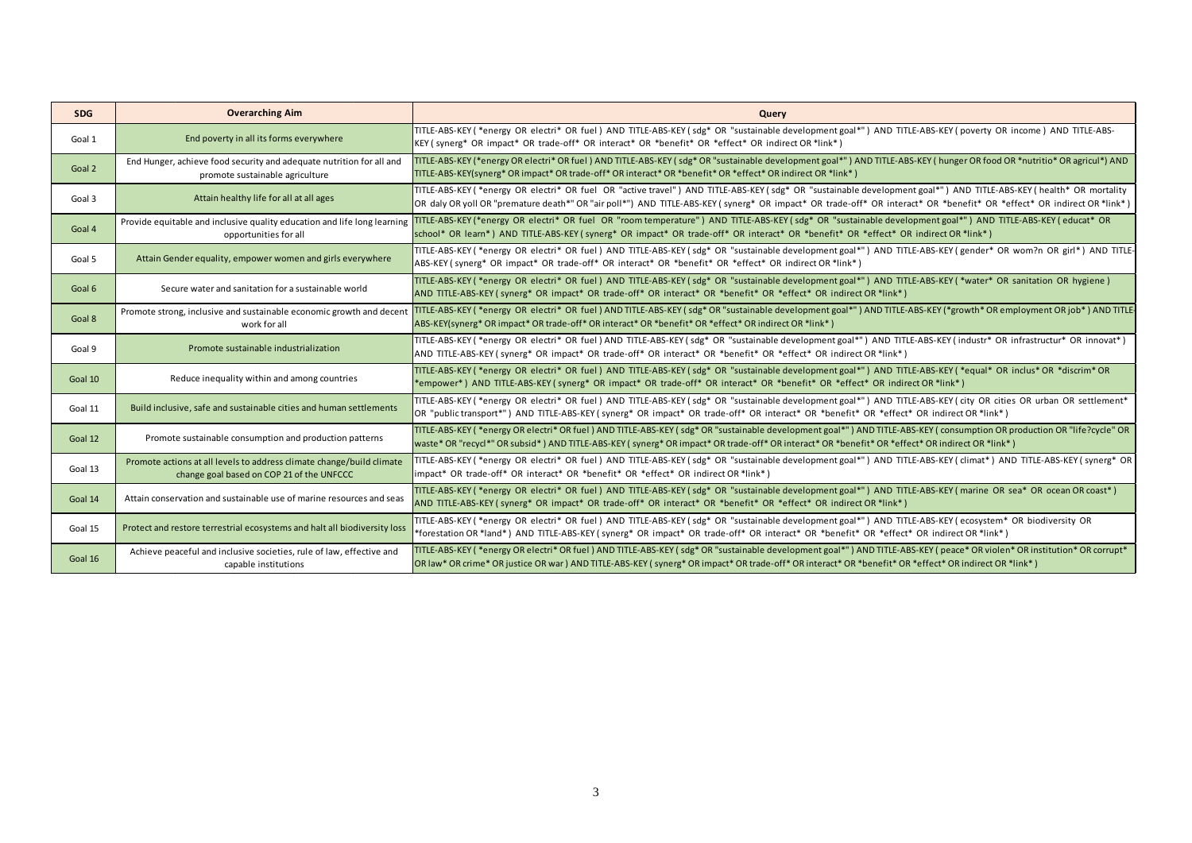| SDG | Overarching Aim | Query |
|---|---|---|
| Goal 1 | End poverty in all its forms everywhere | TITLE-ABS-KEY ( *energy OR electri* OR fuel ) AND TITLE-ABS-KEY ( sdg* OR "sustainable development goal*" ) AND TITLE-ABS-KEY ( poverty OR income ) AND TITLE-ABS-KEY ( synerg* OR impact* OR trade-off* OR interact* OR *benefit* OR *effect* OR indirect OR *link* ) |
| Goal 2 | End Hunger, achieve food security and adequate nutrition for all and promote sustainable agriculture | TITLE-ABS-KEY (*energy OR electri* OR fuel ) AND TITLE-ABS-KEY ( sdg* OR "sustainable development goal*" ) AND TITLE-ABS-KEY ( hunger OR food OR *nutritio* OR agricul*) AND TITLE-ABS-KEY(synerg* OR impact* OR trade-off* OR interact* OR *benefit* OR *effect* OR indirect OR *link* ) |
| Goal 3 | Attain healthy life for all at all ages | TITLE-ABS-KEY ( *energy OR electri* OR fuel OR "active travel" ) AND TITLE-ABS-KEY ( sdg* OR "sustainable development goal*" ) AND TITLE-ABS-KEY ( health* OR mortality OR daly OR yoll OR "premature death*" OR "air poll*") AND TITLE-ABS-KEY ( synerg* OR impact* OR trade-off* OR interact* OR *benefit* OR *effect* OR indirect OR *link* ) |
| Goal 4 | Provide equitable and inclusive quality education and life long learning opportunities for all | TITLE-ABS-KEY (*energy OR electri* OR fuel OR "room temperature" ) AND TITLE-ABS-KEY ( sdg* OR "sustainable development goal*" ) AND TITLE-ABS-KEY ( educat* OR school* OR learn* ) AND TITLE-ABS-KEY ( synerg* OR impact* OR trade-off* OR interact* OR *benefit* OR *effect* OR indirect OR *link* ) |
| Goal 5 | Attain Gender equality, empower women and girls everywhere | TITLE-ABS-KEY ( *energy OR electri* OR fuel ) AND TITLE-ABS-KEY ( sdg* OR "sustainable development goal*" ) AND TITLE-ABS-KEY ( gender* OR wom?n OR girl* ) AND TITLE-ABS-KEY ( synerg* OR impact* OR trade-off* OR interact* OR *benefit* OR *effect* OR indirect OR *link* ) |
| Goal 6 | Secure water and sanitation for a sustainable world | TITLE-ABS-KEY ( *energy OR electri* OR fuel ) AND TITLE-ABS-KEY ( sdg* OR "sustainable development goal*" ) AND TITLE-ABS-KEY ( *water* OR sanitation OR hygiene ) AND TITLE-ABS-KEY ( synerg* OR impact* OR trade-off* OR interact* OR *benefit* OR *effect* OR indirect OR *link* ) |
| Goal 8 | Promote strong, inclusive and sustainable economic growth and decent work for all | TITLE-ABS-KEY ( *energy OR electri* OR fuel ) AND TITLE-ABS-KEY ( sdg* OR "sustainable development goal*" ) AND TITLE-ABS-KEY (*growth* OR employment OR job* ) AND TITLE-ABS-KEY(synerg* OR impact* OR trade-off* OR interact* OR *benefit* OR *effect* OR indirect OR *link* ) |
| Goal 9 | Promote sustainable industrialization | TITLE-ABS-KEY ( *energy OR electri* OR fuel ) AND TITLE-ABS-KEY ( sdg* OR "sustainable development goal*" ) AND TITLE-ABS-KEY ( industr* OR infrastructur* OR innovat* ) AND TITLE-ABS-KEY ( synerg* OR impact* OR trade-off* OR interact* OR *benefit* OR *effect* OR indirect OR *link* ) |
| Goal 10 | Reduce inequality within and among countries | TITLE-ABS-KEY ( *energy OR electri* OR fuel ) AND TITLE-ABS-KEY ( sdg* OR "sustainable development goal*" ) AND TITLE-ABS-KEY ( *equal* OR inclus* OR *discrim* OR *empower* ) AND TITLE-ABS-KEY ( synerg* OR impact* OR trade-off* OR interact* OR *benefit* OR *effect* OR indirect OR *link* ) |
| Goal 11 | Build inclusive, safe and sustainable cities and human settlements | TITLE-ABS-KEY ( *energy OR electri* OR fuel ) AND TITLE-ABS-KEY ( sdg* OR "sustainable development goal*" ) AND TITLE-ABS-KEY ( city OR cities OR urban OR settlement* OR "public transport*" ) AND TITLE-ABS-KEY ( synerg* OR impact* OR trade-off* OR interact* OR *benefit* OR *effect* OR indirect OR *link* ) |
| Goal 12 | Promote sustainable consumption and production patterns | TITLE-ABS-KEY ( *energy OR electri* OR fuel ) AND TITLE-ABS-KEY ( sdg* OR "sustainable development goal*" ) AND TITLE-ABS-KEY ( consumption OR production OR "life?cycle" OR waste* OR "recycl*" OR subsid* ) AND TITLE-ABS-KEY ( synerg* OR impact* OR trade-off* OR interact* OR *benefit* OR *effect* OR indirect OR *link* ) |
| Goal 13 | Promote actions at all levels to address climate change/build climate change goal based on COP 21 of the UNFCCC | TITLE-ABS-KEY ( *energy OR electri* OR fuel ) AND TITLE-ABS-KEY ( sdg* OR "sustainable development goal*" ) AND TITLE-ABS-KEY ( climat* ) AND TITLE-ABS-KEY ( synerg* OR impact* OR trade-off* OR interact* OR *benefit* OR *effect* OR indirect OR *link* ) |
| Goal 14 | Attain conservation and sustainable use of marine resources and seas | TITLE-ABS-KEY ( *energy OR electri* OR fuel ) AND TITLE-ABS-KEY ( sdg* OR "sustainable development goal*" ) AND TITLE-ABS-KEY ( marine OR sea* OR ocean OR coast* ) AND TITLE-ABS-KEY ( synerg* OR impact* OR trade-off* OR interact* OR *benefit* OR *effect* OR indirect OR *link* ) |
| Goal 15 | Protect and restore terrestrial ecosystems and halt all biodiversity loss | TITLE-ABS-KEY ( *energy OR electri* OR fuel ) AND TITLE-ABS-KEY ( sdg* OR "sustainable development goal*" ) AND TITLE-ABS-KEY ( ecosystem* OR biodiversity OR *forestation OR *land* ) AND TITLE-ABS-KEY ( synerg* OR impact* OR trade-off* OR interact* OR *benefit* OR *effect* OR indirect OR *link* ) |
| Goal 16 | Achieve peaceful and inclusive societies, rule of law, effective and capable institutions | TITLE-ABS-KEY ( *energy OR electri* OR fuel ) AND TITLE-ABS-KEY ( sdg* OR "sustainable development goal*" ) AND TITLE-ABS-KEY ( peace* OR violen* OR institution* OR corrupt* OR law* OR crime* OR justice OR war ) AND TITLE-ABS-KEY ( synerg* OR impact* OR trade-off* OR interact* OR *benefit* OR *effect* OR indirect OR *link* ) |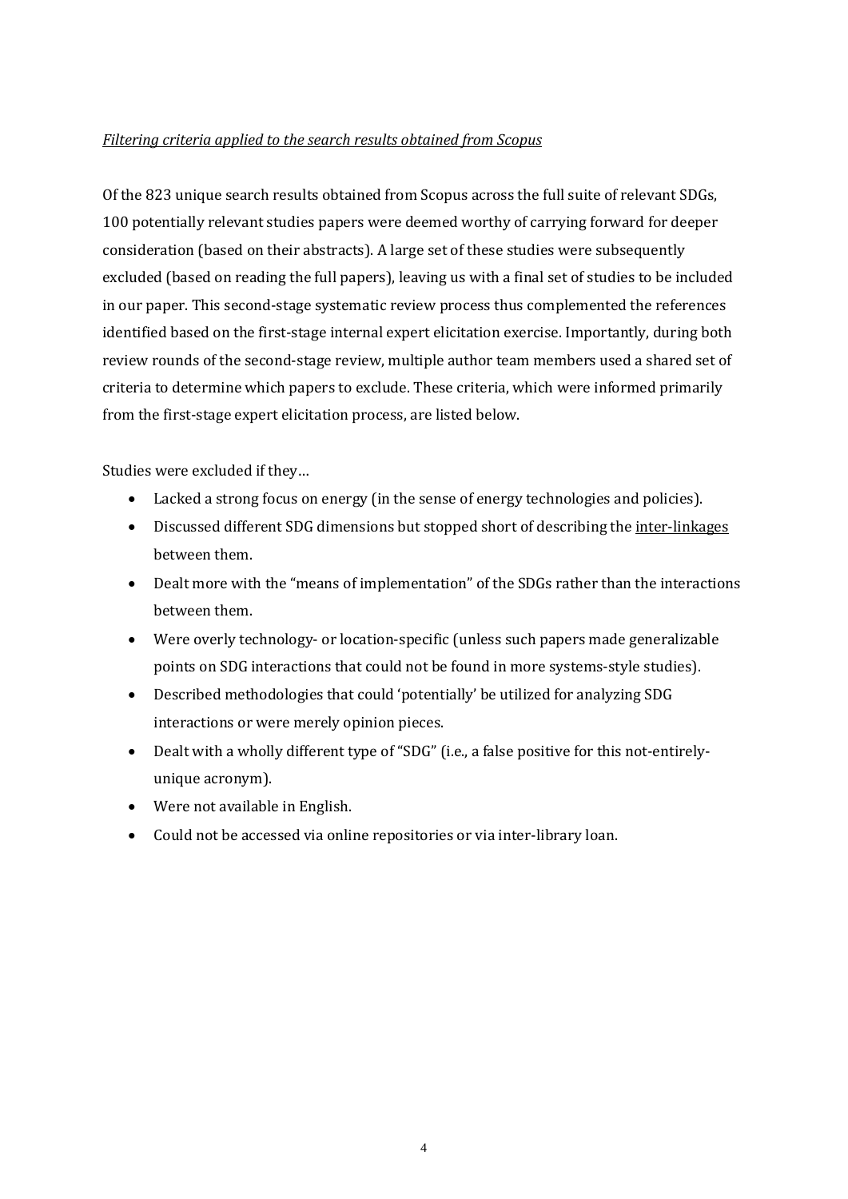*Filtering criteria applied to the search results obtained from Scopus*

Of the 823 unique search results obtained from Scopus across the full suite of relevant SDGs, 100 potentially relevant studies papers were deemed worthy of carrying forward for deeper consideration (based on their abstracts). A large set of these studies were subsequently excluded (based on reading the full papers), leaving us with a final set of studies to be included in our paper. This second-stage systematic review process thus complemented the references identified based on the first-stage internal expert elicitation exercise. Importantly, during both review rounds of the second-stage review, multiple author team members used a shared set of criteria to determine which papers to exclude. These criteria, which were informed primarily from the first-stage expert elicitation process, are listed below.

Studies were excluded if they…

- Lacked a strong focus on energy (in the sense of energy technologies and policies).
- Discussed different SDG dimensions but stopped short of describing the <u>inter-linkages</u> between them.
- Dealt more with the "means of implementation" of the SDGs rather than the interactions between them.
- Were overly technology- or location-specific (unless such papers made generalizable points on SDG interactions that could not be found in more systems-style studies).
- Described methodologies that could 'potentially' be utilized for analyzing SDG interactions or were merely opinion pieces.
- Dealt with a wholly different type of "SDG" (i.e., a false positive for this not-entirely-unique acronym).
- Were not available in English.
- Could not be accessed via online repositories or via inter-library loan.